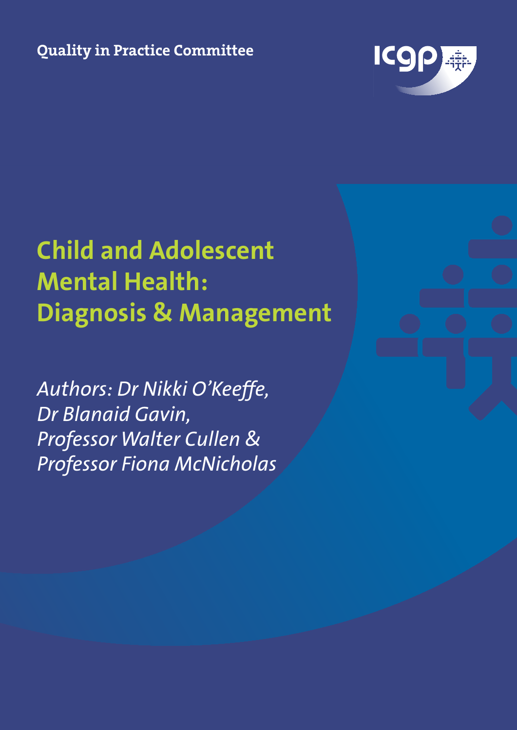Quality in Practice Committee

# Child and Adolescent Mental Health: Diagnosis & Management

*Authors: Dr Nikki O'Keeffe, Dr Blanaid Gavin, Professor Walter Cullen & Professor Fiona McNicholas*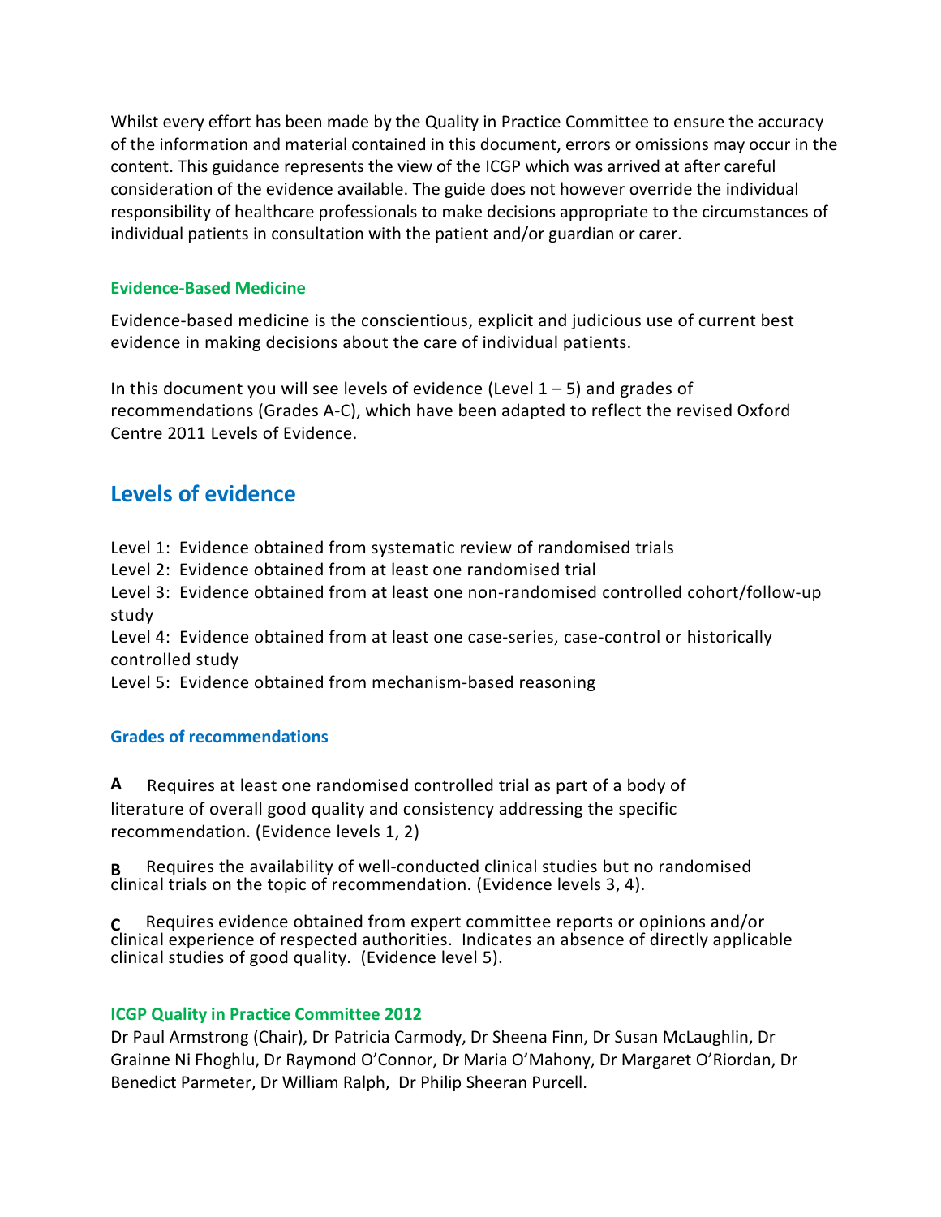Whilst every effort has been made by the Quality in Practice Committee to ensure the accuracy of the information and material contained in this document, errors or omissions may occur in the content. This guidance represents the view of the ICGP which was arrived at after careful consideration of the evidence available. The guide does not however override the individual responsibility of healthcare professionals to make decisions appropriate to the circumstances of individual patients in consultation with the patient and/or guardian or carer.

### Evidence-Based Medicine

Evidence-based medicine is the conscientious, explicit and judicious use of current best evidence in making decisions about the care of individual patients.

In this document you will see levels of evidence (Level 1 – 5) and grades of recommendations (Grades A-C), which have been adapted to reflect the revised Oxford Centre 2011 Levels of Evidence.

## Levels of evidence

Level 1: Evidence obtained from systematic review of randomised trials
Level 2: Evidence obtained from at least one randomised trial
Level 3: Evidence obtained from at least one non-randomised controlled cohort/follow-up study
Level 4: Evidence obtained from at least one case-series, case-control or historically controlled study
Level 5: Evidence obtained from mechanism-based reasoning

### Grades of recommendations

**A** Requires at least one randomised controlled trial as part of a body of literature of overall good quality and consistency addressing the specific recommendation. (Evidence levels 1, 2)

**B** Requires the availability of well-conducted clinical studies but no randomised clinical trials on the topic of recommendation. (Evidence levels 3, 4).

**C** Requires evidence obtained from expert committee reports or opinions and/or clinical experience of respected authorities. Indicates an absence of directly applicable clinical studies of good quality. (Evidence level 5).

### ICGP Quality in Practice Committee 2012

Dr Paul Armstrong (Chair), Dr Patricia Carmody, Dr Sheena Finn, Dr Susan McLaughlin, Dr Grainne Ni Fhoghlu, Dr Raymond O'Connor, Dr Maria O'Mahony, Dr Margaret O'Riordan, Dr Benedict Parmeter, Dr William Ralph, Dr Philip Sheeran Purcell.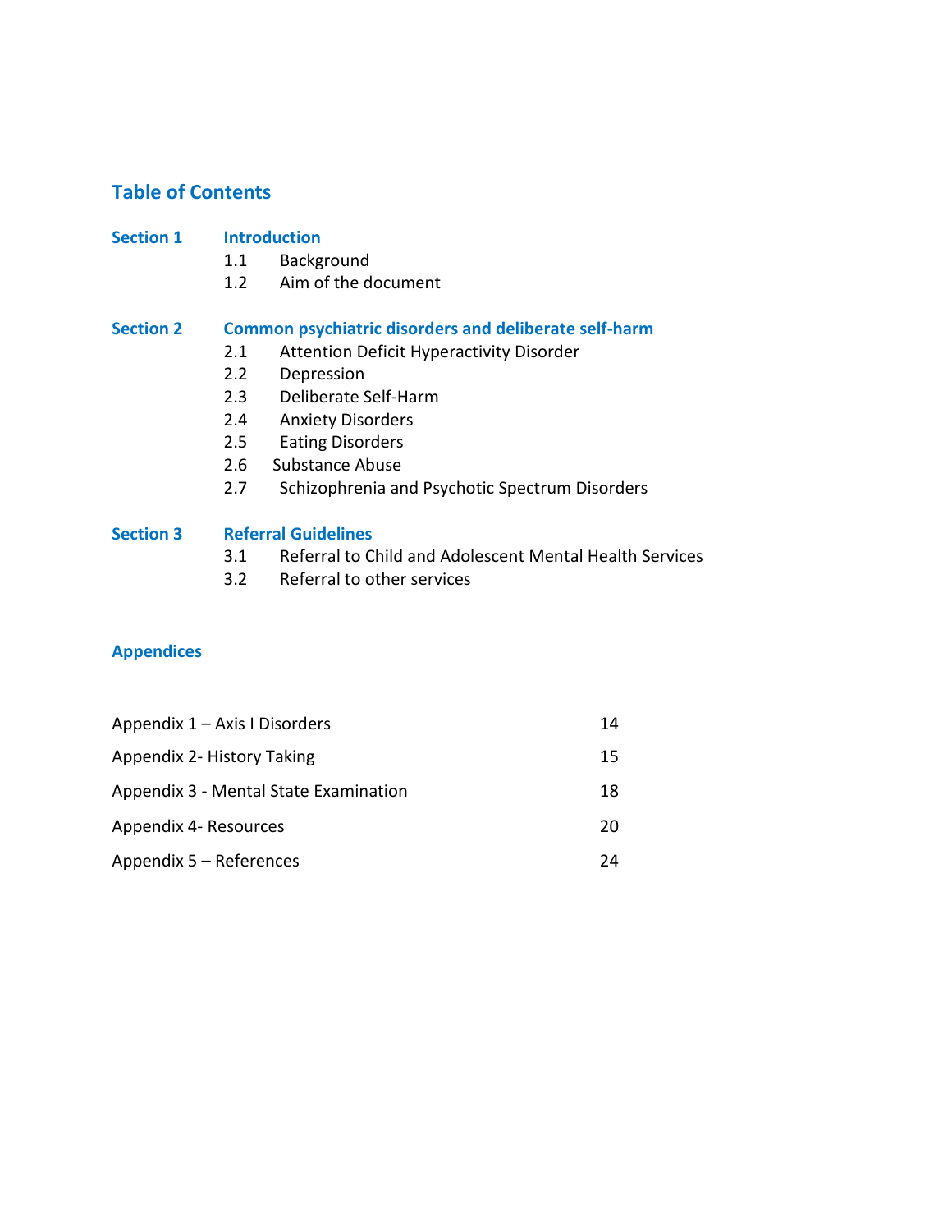## Table of Contents

**Section 1 Introduction**

- 1.1 Background
- 1.2 Aim of the document

**Section 2 Common psychiatric disorders and deliberate self-harm**

- 2.1 Attention Deficit Hyperactivity Disorder
- 2.2 Depression
- 2.3 Deliberate Self-Harm
- 2.4 Anxiety Disorders
- 2.5 Eating Disorders
- 2.6 Substance Abuse
- 2.7 Schizophrenia and Psychotic Spectrum Disorders

**Section 3 Referral Guidelines**

- 3.1 Referral to Child and Adolescent Mental Health Services
- 3.2 Referral to other services

**Appendices**

| | |
|---|---|
| Appendix 1 – Axis I Disorders | 14 |
| Appendix 2- History Taking | 15 |
| Appendix 3 - Mental State Examination | 18 |
| Appendix 4- Resources | 20 |
| Appendix 5 – References | 24 |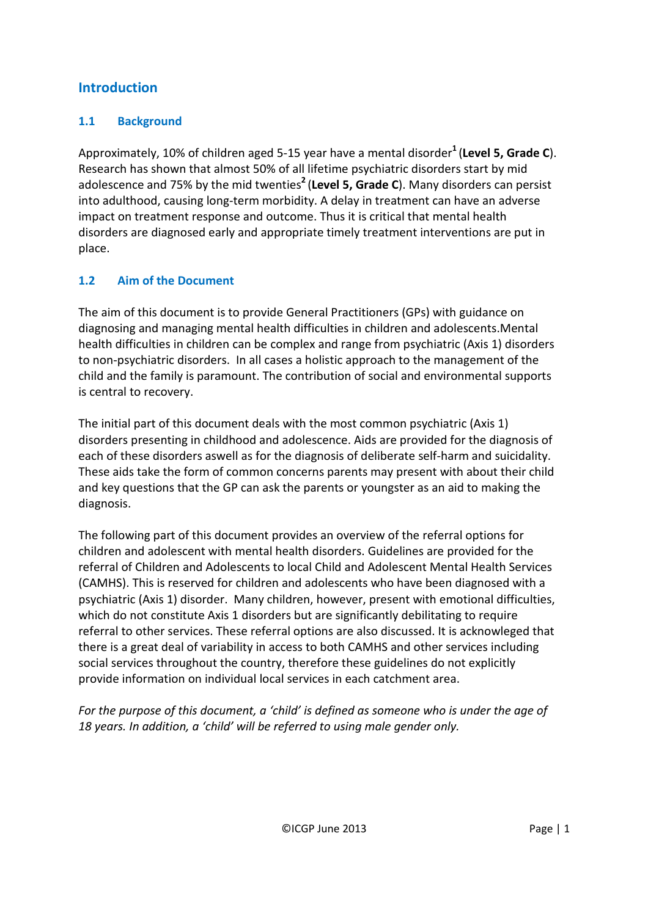# Introduction

## 1.1 Background

Approximately, 10% of children aged 5-15 year have a mental disorder[1] (**Level 5, Grade C**). Research has shown that almost 50% of all lifetime psychiatric disorders start by mid adolescence and 75% by the mid twenties[2] (**Level 5, Grade C**). Many disorders can persist into adulthood, causing long-term morbidity. A delay in treatment can have an adverse impact on treatment response and outcome. Thus it is critical that mental health disorders are diagnosed early and appropriate timely treatment interventions are put in place.

## 1.2 Aim of the Document

The aim of this document is to provide General Practitioners (GPs) with guidance on diagnosing and managing mental health difficulties in children and adolescents.Mental health difficulties in children can be complex and range from psychiatric (Axis 1) disorders to non-psychiatric disorders. In all cases a holistic approach to the management of the child and the family is paramount. The contribution of social and environmental supports is central to recovery.

The initial part of this document deals with the most common psychiatric (Axis 1) disorders presenting in childhood and adolescence. Aids are provided for the diagnosis of each of these disorders aswell as for the diagnosis of deliberate self-harm and suicidality. These aids take the form of common concerns parents may present with about their child and key questions that the GP can ask the parents or youngster as an aid to making the diagnosis.

The following part of this document provides an overview of the referral options for children and adolescent with mental health disorders. Guidelines are provided for the referral of Children and Adolescents to local Child and Adolescent Mental Health Services (CAMHS). This is reserved for children and adolescents who have been diagnosed with a psychiatric (Axis 1) disorder. Many children, however, present with emotional difficulties, which do not constitute Axis 1 disorders but are significantly debilitating to require referral to other services. These referral options are also discussed. It is acknowleged that there is a great deal of variability in access to both CAMHS and other services including social services throughout the country, therefore these guidelines do not explicitly provide information on individual local services in each catchment area.

*For the purpose of this document, a 'child' is defined as someone who is under the age of 18 years. In addition, a 'child' will be referred to using male gender only.*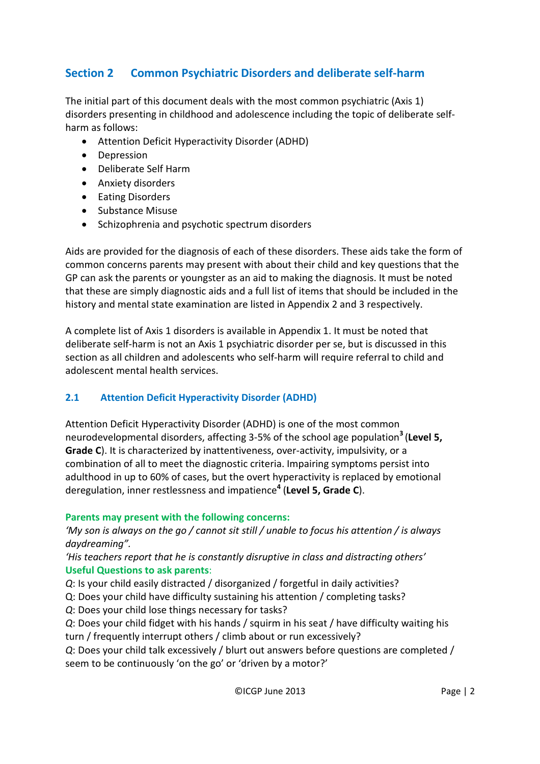## Section 2 Common Psychiatric Disorders and deliberate self-harm

The initial part of this document deals with the most common psychiatric (Axis 1) disorders presenting in childhood and adolescence including the topic of deliberate self-harm as follows:

- Attention Deficit Hyperactivity Disorder (ADHD)
- Depression
- Deliberate Self Harm
- Anxiety disorders
- Eating Disorders
- Substance Misuse
- Schizophrenia and psychotic spectrum disorders

Aids are provided for the diagnosis of each of these disorders. These aids take the form of common concerns parents may present with about their child and key questions that the GP can ask the parents or youngster as an aid to making the diagnosis. It must be noted that these are simply diagnostic aids and a full list of items that should be included in the history and mental state examination are listed in Appendix 2 and 3 respectively.

A complete list of Axis 1 disorders is available in Appendix 1. It must be noted that deliberate self-harm is not an Axis 1 psychiatric disorder per se, but is discussed in this section as all children and adolescents who self-harm will require referral to child and adolescent mental health services.

### 2.1 Attention Deficit Hyperactivity Disorder (ADHD)

Attention Deficit Hyperactivity Disorder (ADHD) is one of the most common neurodevelopmental disorders, affecting 3-5% of the school age population[3] (**Level 5, Grade C**). It is characterized by inattentiveness, over-activity, impulsivity, or a combination of all to meet the diagnostic criteria. Impairing symptoms persist into adulthood in up to 60% of cases, but the overt hyperactivity is replaced by emotional deregulation, inner restlessness and impatience[4] (**Level 5, Grade C**).

**Parents may present with the following concerns:**
*'My son is always on the go / cannot sit still / unable to focus his attention / is always daydreaming".*
*'His teachers report that he is constantly disruptive in class and distracting others'*
**Useful Questions to ask parents**:
*Q*: Is your child easily distracted / disorganized / forgetful in daily activities?
Q: Does your child have difficulty sustaining his attention / completing tasks?
*Q*: Does your child lose things necessary for tasks?
*Q*: Does your child fidget with his hands / squirm in his seat / have difficulty waiting his turn / frequently interrupt others / climb about or run excessively?
*Q*: Does your child talk excessively / blurt out answers before questions are completed / seem to be continuously 'on the go' or 'driven by a motor?'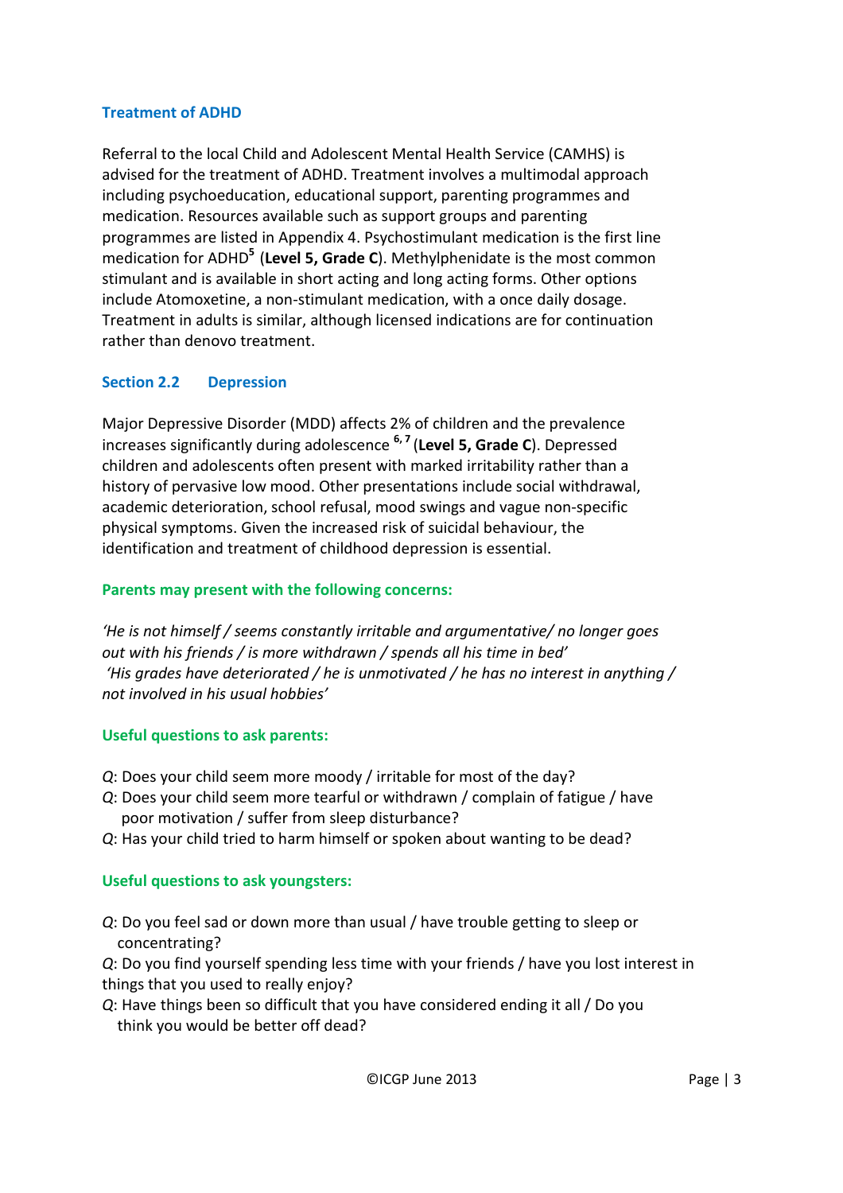### Treatment of ADHD

Referral to the local Child and Adolescent Mental Health Service (CAMHS) is advised for the treatment of ADHD. Treatment involves a multimodal approach including psychoeducation, educational support, parenting programmes and medication. Resources available such as support groups and parenting programmes are listed in Appendix 4. Psychostimulant medication is the first line medication for ADHD[5] (**Level 5, Grade C**). Methylphenidate is the most common stimulant and is available in short acting and long acting forms. Other options include Atomoxetine, a non-stimulant medication, with a once daily dosage. Treatment in adults is similar, although licensed indications are for continuation rather than denovo treatment.

## Section 2.2 Depression

Major Depressive Disorder (MDD) affects 2% of children and the prevalence increases significantly during adolescence [6, 7] (**Level 5, Grade C**). Depressed children and adolescents often present with marked irritability rather than a history of pervasive low mood. Other presentations include social withdrawal, academic deterioration, school refusal, mood swings and vague non-specific physical symptoms. Given the increased risk of suicidal behaviour, the identification and treatment of childhood depression is essential.

### Parents may present with the following concerns:

*'He is not himself / seems constantly irritable and argumentative/ no longer goes out with his friends / is more withdrawn / spends all his time in bed'*
*'His grades have deteriorated / he is unmotivated / he has no interest in anything / not involved in his usual hobbies'*

### Useful questions to ask parents:

*Q*: Does your child seem more moody / irritable for most of the day?
*Q*: Does your child seem more tearful or withdrawn / complain of fatigue / have poor motivation / suffer from sleep disturbance?
*Q*: Has your child tried to harm himself or spoken about wanting to be dead?

### Useful questions to ask youngsters:

*Q*: Do you feel sad or down more than usual / have trouble getting to sleep or concentrating?
*Q*: Do you find yourself spending less time with your friends / have you lost interest in things that you used to really enjoy?
*Q*: Have things been so difficult that you have considered ending it all / Do you think you would be better off dead?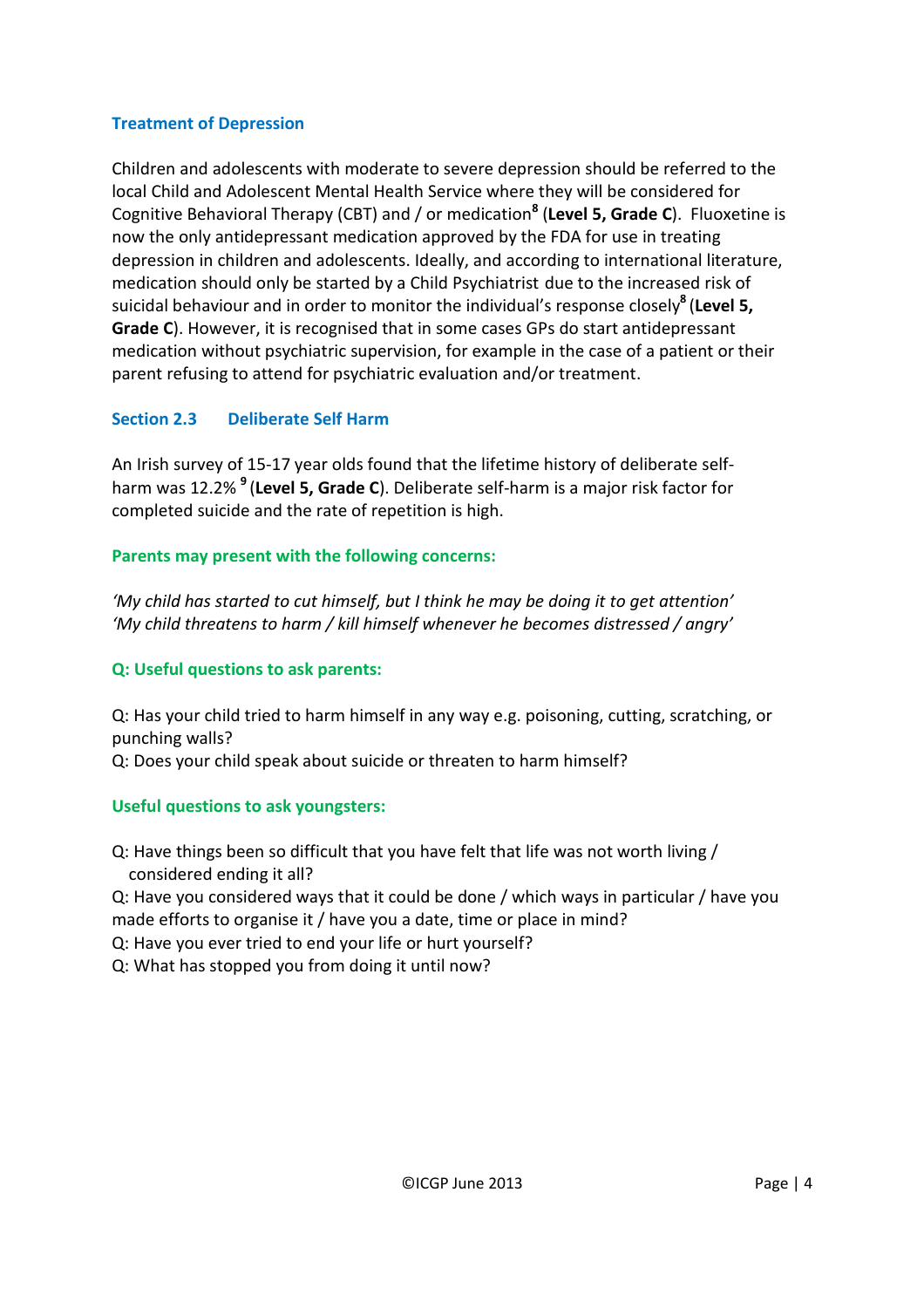### Treatment of Depression

Children and adolescents with moderate to severe depression should be referred to the local Child and Adolescent Mental Health Service where they will be considered for Cognitive Behavioral Therapy (CBT) and / or medication[8] (**Level 5, Grade C**). Fluoxetine is now the only antidepressant medication approved by the FDA for use in treating depression in children and adolescents. Ideally, and according to international literature, medication should only be started by a Child Psychiatrist due to the increased risk of suicidal behaviour and in order to monitor the individual's response closely[8] (**Level 5, Grade C**). However, it is recognised that in some cases GPs do start antidepressant medication without psychiatric supervision, for example in the case of a patient or their parent refusing to attend for psychiatric evaluation and/or treatment.

### Section 2.3 Deliberate Self Harm

An Irish survey of 15-17 year olds found that the lifetime history of deliberate self-harm was 12.2% [9] (**Level 5, Grade C**). Deliberate self-harm is a major risk factor for completed suicide and the rate of repetition is high.

#### Parents may present with the following concerns:

*'My child has started to cut himself, but I think he may be doing it to get attention'*
*'My child threatens to harm / kill himself whenever he becomes distressed / angry'*

#### Q: Useful questions to ask parents:

Q: Has your child tried to harm himself in any way e.g. poisoning, cutting, scratching, or punching walls?
Q: Does your child speak about suicide or threaten to harm himself?

#### Useful questions to ask youngsters:

Q: Have things been so difficult that you have felt that life was not worth living / considered ending it all?
Q: Have you considered ways that it could be done / which ways in particular / have you made efforts to organise it / have you a date, time or place in mind?
Q: Have you ever tried to end your life or hurt yourself?
Q: What has stopped you from doing it until now?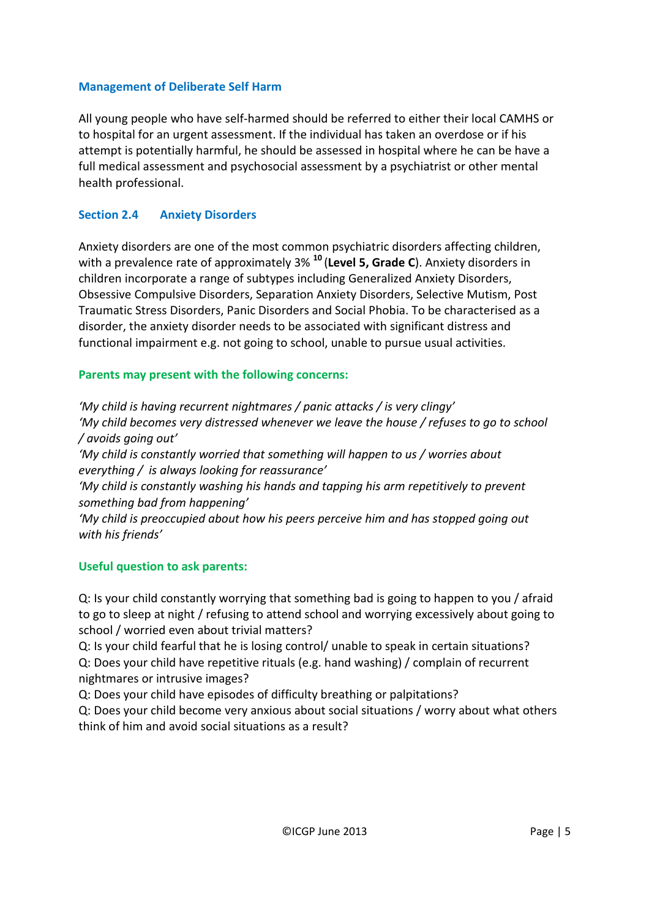### Management of Deliberate Self Harm

All young people who have self-harmed should be referred to either their local CAMHS or to hospital for an urgent assessment. If the individual has taken an overdose or if his attempt is potentially harmful, he should be assessed in hospital where he can be have a full medical assessment and psychosocial assessment by a psychiatrist or other mental health professional.

## Section 2.4 Anxiety Disorders

Anxiety disorders are one of the most common psychiatric disorders affecting children, with a prevalence rate of approximately 3% [10] (**Level 5, Grade C**). Anxiety disorders in children incorporate a range of subtypes including Generalized Anxiety Disorders, Obsessive Compulsive Disorders, Separation Anxiety Disorders, Selective Mutism, Post Traumatic Stress Disorders, Panic Disorders and Social Phobia. To be characterised as a disorder, the anxiety disorder needs to be associated with significant distress and functional impairment e.g. not going to school, unable to pursue usual activities.

#### Parents may present with the following concerns:

*'My child is having recurrent nightmares / panic attacks / is very clingy'*
*'My child becomes very distressed whenever we leave the house / refuses to go to school / avoids going out'*
*'My child is constantly worried that something will happen to us / worries about everything / is always looking for reassurance'*
*'My child is constantly washing his hands and tapping his arm repetitively to prevent something bad from happening'*
*'My child is preoccupied about how his peers perceive him and has stopped going out with his friends'*

#### Useful question to ask parents:

Q: Is your child constantly worrying that something bad is going to happen to you / afraid to go to sleep at night / refusing to attend school and worrying excessively about going to school / worried even about trivial matters?
Q: Is your child fearful that he is losing control/ unable to speak in certain situations?
Q: Does your child have repetitive rituals (e.g. hand washing) / complain of recurrent nightmares or intrusive images?
Q: Does your child have episodes of difficulty breathing or palpitations?
Q: Does your child become very anxious about social situations / worry about what others think of him and avoid social situations as a result?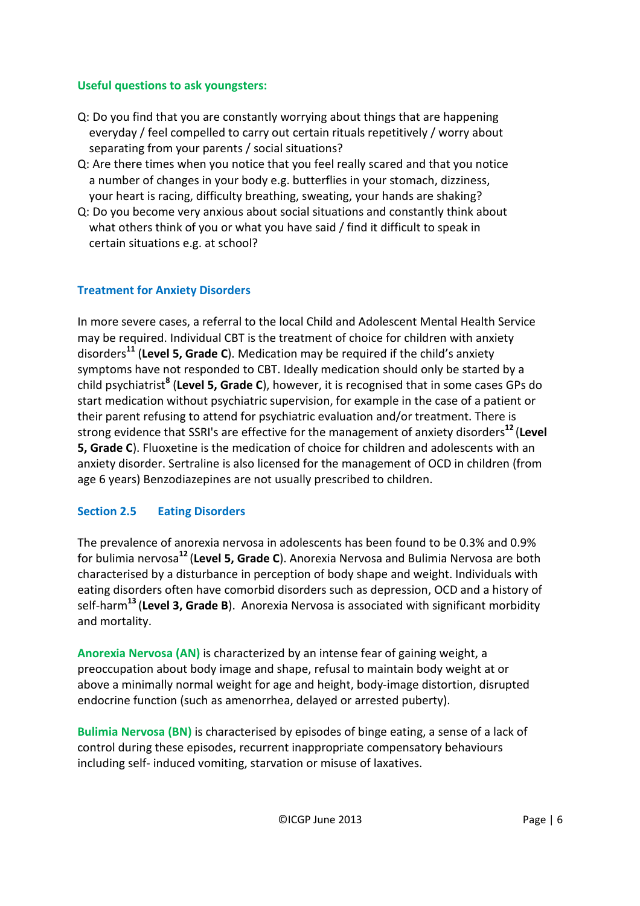**Useful questions to ask youngsters:**

Q: Do you find that you are constantly worrying about things that are happening everyday / feel compelled to carry out certain rituals repetitively / worry about separating from your parents / social situations?

Q: Are there times when you notice that you feel really scared and that you notice a number of changes in your body e.g. butterflies in your stomach, dizziness, your heart is racing, difficulty breathing, sweating, your hands are shaking?

Q: Do you become very anxious about social situations and constantly think about what others think of you or what you have said / find it difficult to speak in certain situations e.g. at school?

### Treatment for Anxiety Disorders

In more severe cases, a referral to the local Child and Adolescent Mental Health Service may be required. Individual CBT is the treatment of choice for children with anxiety disorders[11] (**Level 5, Grade C**). Medication may be required if the child's anxiety symptoms have not responded to CBT. Ideally medication should only be started by a child psychiatrist[8] (**Level 5, Grade C**), however, it is recognised that in some cases GPs do start medication without psychiatric supervision, for example in the case of a patient or their parent refusing to attend for psychiatric evaluation and/or treatment. There is strong evidence that SSRI's are effective for the management of anxiety disorders[12] (**Level 5, Grade C**). Fluoxetine is the medication of choice for children and adolescents with an anxiety disorder. Sertraline is also licensed for the management of OCD in children (from age 6 years) Benzodiazepines are not usually prescribed to children.

## Section 2.5 Eating Disorders

The prevalence of anorexia nervosa in adolescents has been found to be 0.3% and 0.9% for bulimia nervosa[12] (**Level 5, Grade C**). Anorexia Nervosa and Bulimia Nervosa are both characterised by a disturbance in perception of body shape and weight. Individuals with eating disorders often have comorbid disorders such as depression, OCD and a history of self-harm[13] (**Level 3, Grade B**). Anorexia Nervosa is associated with significant morbidity and mortality.

**Anorexia Nervosa (AN)** is characterized by an intense fear of gaining weight, a preoccupation about body image and shape, refusal to maintain body weight at or above a minimally normal weight for age and height, body-image distortion, disrupted endocrine function (such as amenorrhea, delayed or arrested puberty).

**Bulimia Nervosa (BN)** is characterised by episodes of binge eating, a sense of a lack of control during these episodes, recurrent inappropriate compensatory behaviours including self- induced vomiting, starvation or misuse of laxatives.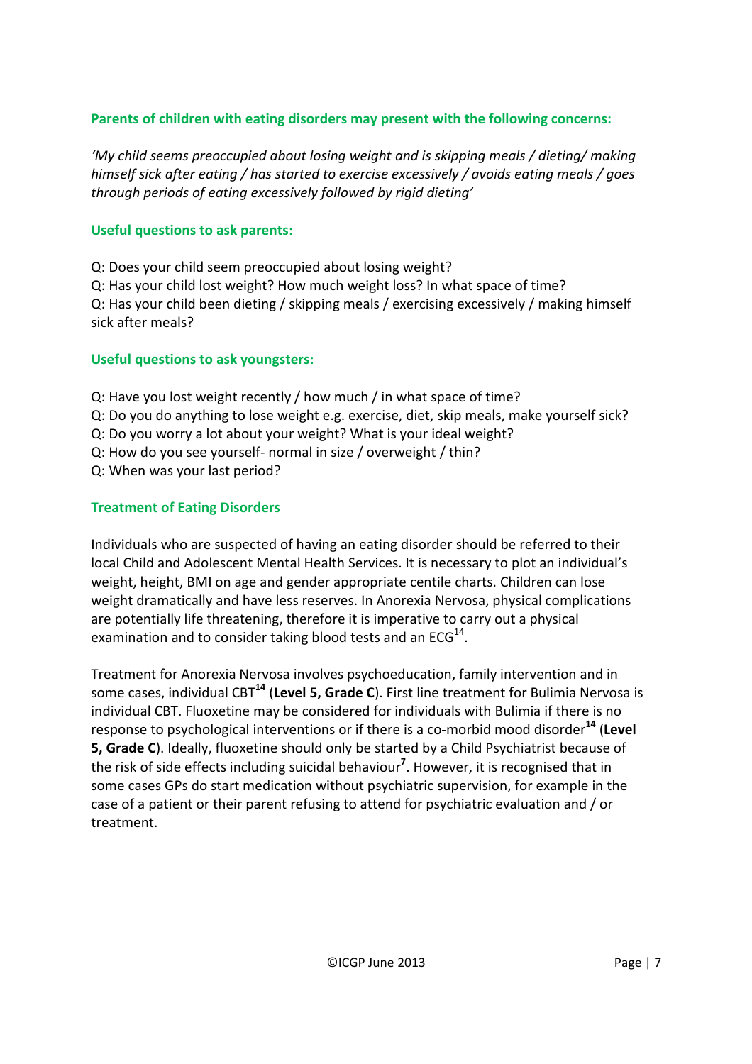**Parents of children with eating disorders may present with the following concerns:**

*'My child seems preoccupied about losing weight and is skipping meals / dieting/ making himself sick after eating / has started to exercise excessively / avoids eating meals / goes through periods of eating excessively followed by rigid dieting'*

**Useful questions to ask parents:**

Q: Does your child seem preoccupied about losing weight?
Q: Has your child lost weight? How much weight loss? In what space of time?
Q: Has your child been dieting / skipping meals / exercising excessively / making himself sick after meals?

**Useful questions to ask youngsters:**

Q: Have you lost weight recently / how much / in what space of time?
Q: Do you do anything to lose weight e.g. exercise, diet, skip meals, make yourself sick?
Q: Do you worry a lot about your weight? What is your ideal weight?
Q: How do you see yourself- normal in size / overweight / thin?
Q: When was your last period?

**Treatment of Eating Disorders**

Individuals who are suspected of having an eating disorder should be referred to their local Child and Adolescent Mental Health Services. It is necessary to plot an individual's weight, height, BMI on age and gender appropriate centile charts. Children can lose weight dramatically and have less reserves. In Anorexia Nervosa, physical complications are potentially life threatening, therefore it is imperative to carry out a physical examination and to consider taking blood tests and an ECG[14].

Treatment for Anorexia Nervosa involves psychoeducation, family intervention and in some cases, individual CBT[14] (**Level 5, Grade C**). First line treatment for Bulimia Nervosa is individual CBT. Fluoxetine may be considered for individuals with Bulimia if there is no response to psychological interventions or if there is a co-morbid mood disorder[14] (**Level 5, Grade C**). Ideally, fluoxetine should only be started by a Child Psychiatrist because of the risk of side effects including suicidal behaviour[7]. However, it is recognised that in some cases GPs do start medication without psychiatric supervision, for example in the case of a patient or their parent refusing to attend for psychiatric evaluation and / or treatment.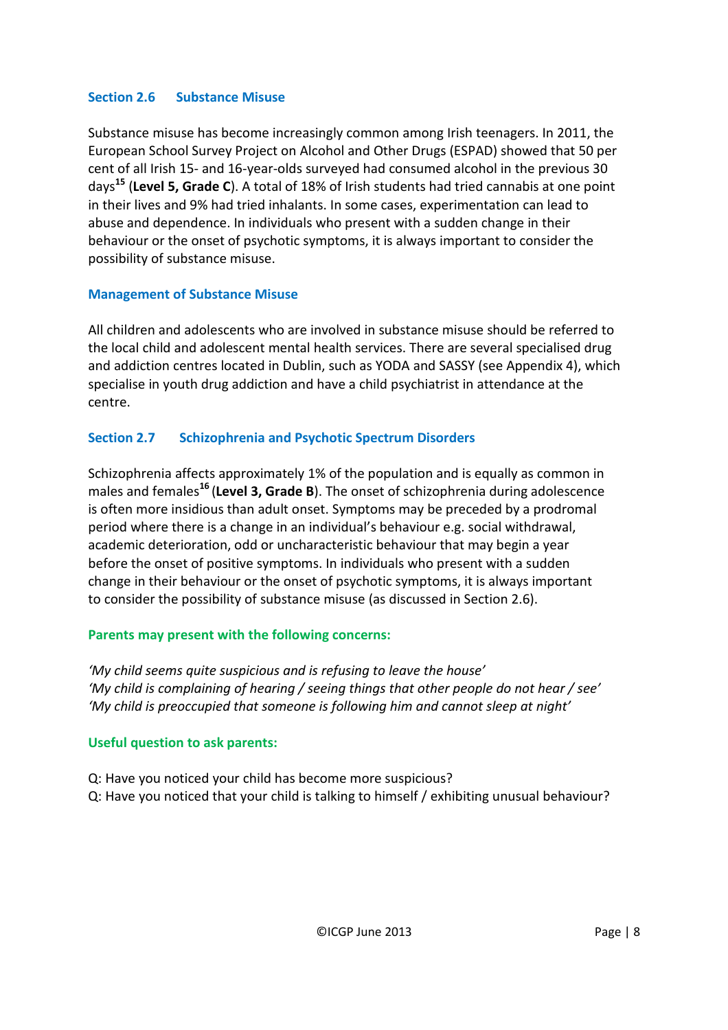## Section 2.6 Substance Misuse

Substance misuse has become increasingly common among Irish teenagers. In 2011, the European School Survey Project on Alcohol and Other Drugs (ESPAD) showed that 50 per cent of all Irish 15- and 16-year-olds surveyed had consumed alcohol in the previous 30 days[15] (**Level 5, Grade C**). A total of 18% of Irish students had tried cannabis at one point in their lives and 9% had tried inhalants. In some cases, experimentation can lead to abuse and dependence. In individuals who present with a sudden change in their behaviour or the onset of psychotic symptoms, it is always important to consider the possibility of substance misuse.

### Management of Substance Misuse

All children and adolescents who are involved in substance misuse should be referred to the local child and adolescent mental health services. There are several specialised drug and addiction centres located in Dublin, such as YODA and SASSY (see Appendix 4), which specialise in youth drug addiction and have a child psychiatrist in attendance at the centre.

## Section 2.7 Schizophrenia and Psychotic Spectrum Disorders

Schizophrenia affects approximately 1% of the population and is equally as common in males and females[16] (**Level 3, Grade B**). The onset of schizophrenia during adolescence is often more insidious than adult onset. Symptoms may be preceded by a prodromal period where there is a change in an individual's behaviour e.g. social withdrawal, academic deterioration, odd or uncharacteristic behaviour that may begin a year before the onset of positive symptoms. In individuals who present with a sudden change in their behaviour or the onset of psychotic symptoms, it is always important to consider the possibility of substance misuse (as discussed in Section 2.6).

### Parents may present with the following concerns:

*'My child seems quite suspicious and is refusing to leave the house'*
*'My child is complaining of hearing / seeing things that other people do not hear / see'*
*'My child is preoccupied that someone is following him and cannot sleep at night'*

### Useful question to ask parents:

Q: Have you noticed your child has become more suspicious?
Q: Have you noticed that your child is talking to himself / exhibiting unusual behaviour?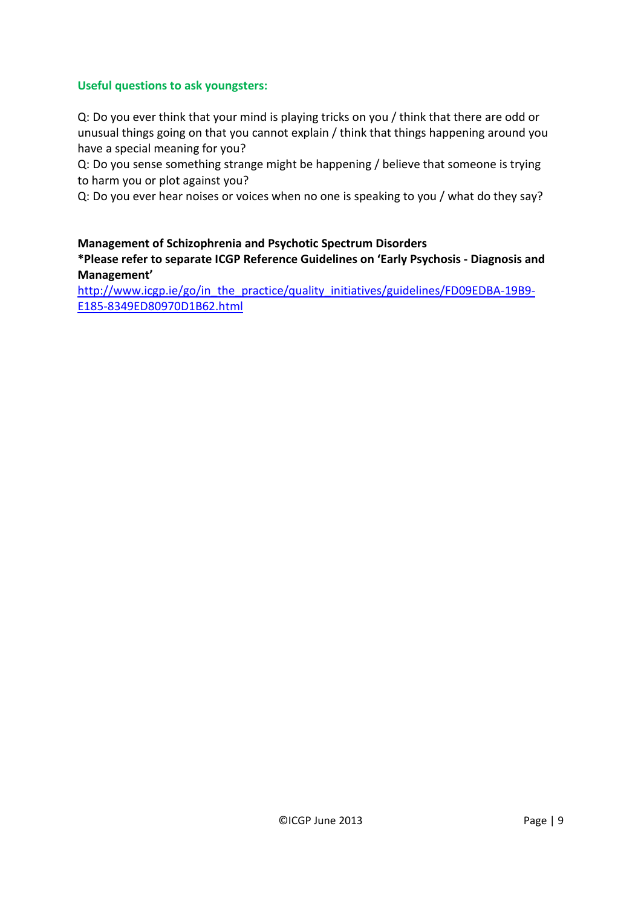### Useful questions to ask youngsters:

Q: Do you ever think that your mind is playing tricks on you / think that there are odd or unusual things going on that you cannot explain / think that things happening around you have a special meaning for you?
Q: Do you sense something strange might be happening / believe that someone is trying to harm you or plot against you?
Q: Do you ever hear noises or voices when no one is speaking to you / what do they say?

**Management of Schizophrenia and Psychotic Spectrum Disorders**
**\*Please refer to separate ICGP Reference Guidelines on 'Early Psychosis - Diagnosis and Management'**
[http://www.icgp.ie/go/in_the_practice/quality_initiatives/guidelines/FD09EDBA-19B9-E185-8349ED80970D1B62.html](http://www.icgp.ie/go/in_the_practice/quality_initiatives/guidelines/FD09EDBA-19B9-E185-8349ED80970D1B62.html)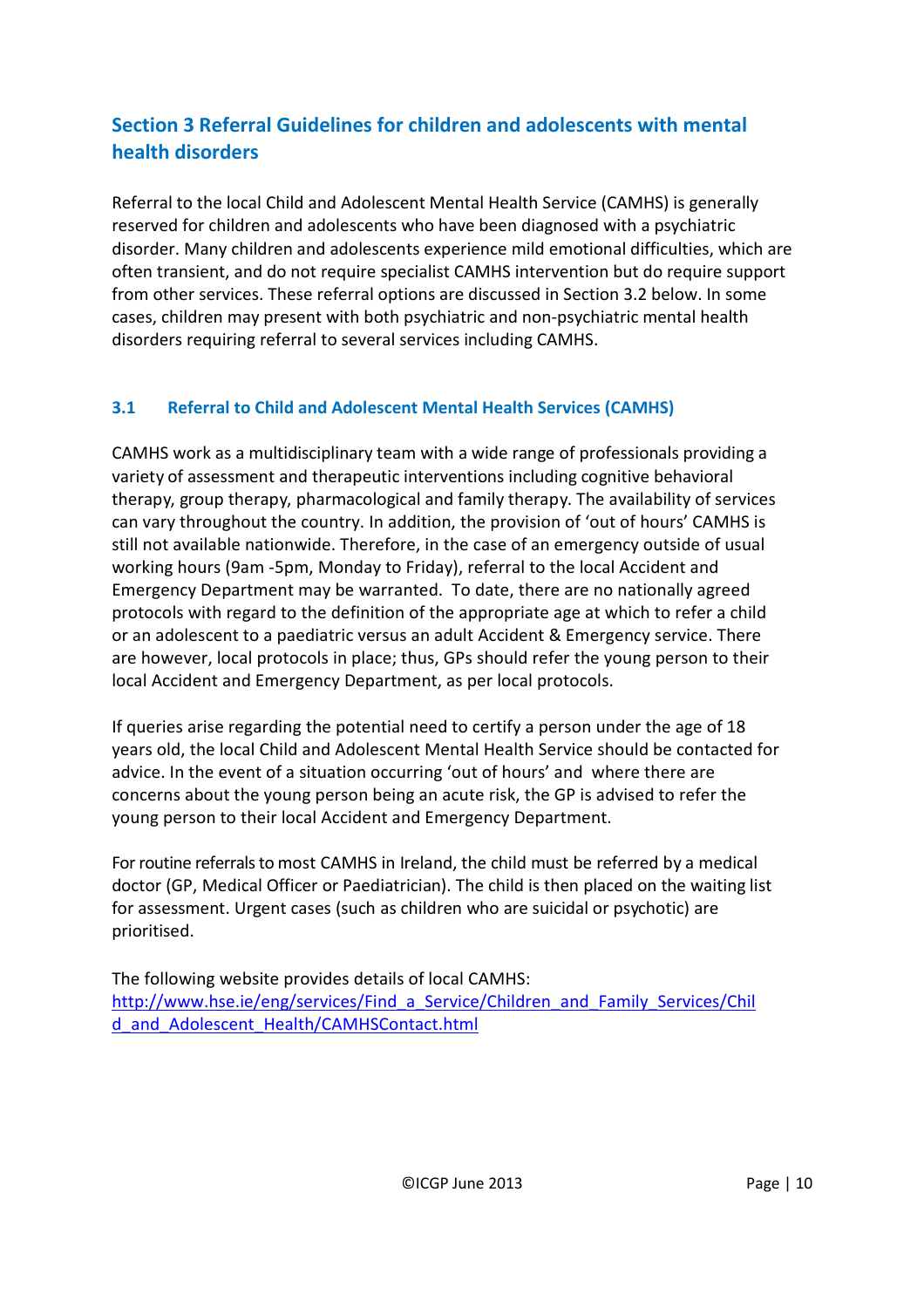## Section 3 Referral Guidelines for children and adolescents with mental health disorders

Referral to the local Child and Adolescent Mental Health Service (CAMHS) is generally reserved for children and adolescents who have been diagnosed with a psychiatric disorder. Many children and adolescents experience mild emotional difficulties, which are often transient, and do not require specialist CAMHS intervention but do require support from other services. These referral options are discussed in Section 3.2 below. In some cases, children may present with both psychiatric and non-psychiatric mental health disorders requiring referral to several services including CAMHS.

### 3.1 Referral to Child and Adolescent Mental Health Services (CAMHS)

CAMHS work as a multidisciplinary team with a wide range of professionals providing a variety of assessment and therapeutic interventions including cognitive behavioral therapy, group therapy, pharmacological and family therapy. The availability of services can vary throughout the country. In addition, the provision of 'out of hours' CAMHS is still not available nationwide. Therefore, in the case of an emergency outside of usual working hours (9am -5pm, Monday to Friday), referral to the local Accident and Emergency Department may be warranted. To date, there are no nationally agreed protocols with regard to the definition of the appropriate age at which to refer a child or an adolescent to a paediatric versus an adult Accident & Emergency service. There are however, local protocols in place; thus, GPs should refer the young person to their local Accident and Emergency Department, as per local protocols.

If queries arise regarding the potential need to certify a person under the age of 18 years old, the local Child and Adolescent Mental Health Service should be contacted for advice. In the event of a situation occurring 'out of hours' and where there are concerns about the young person being an acute risk, the GP is advised to refer the young person to their local Accident and Emergency Department.

For routine referrals to most CAMHS in Ireland, the child must be referred by a medical doctor (GP, Medical Officer or Paediatrician). The child is then placed on the waiting list for assessment. Urgent cases (such as children who are suicidal or psychotic) are prioritised.

The following website provides details of local CAMHS:
http://www.hse.ie/eng/services/Find_a_Service/Children_and_Family_Services/Child_and_Adolescent_Health/CAMHSContact.html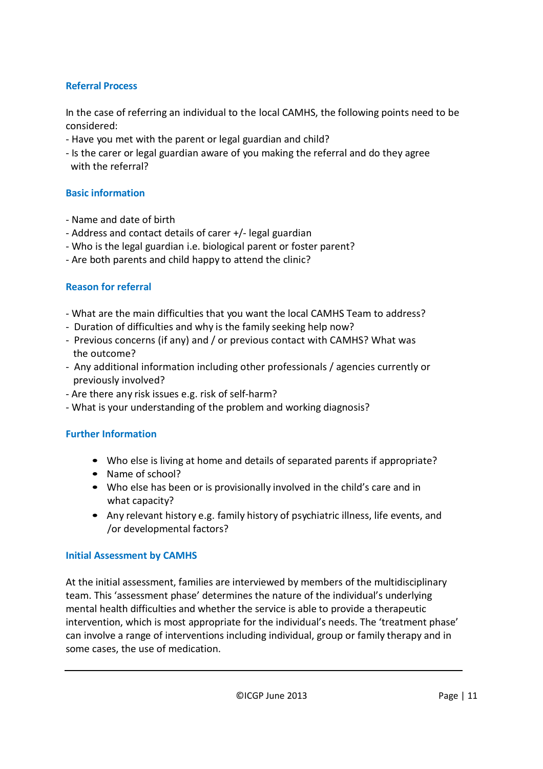## Referral Process

In the case of referring an individual to the local CAMHS, the following points need to be considered:

- Have you met with the parent or legal guardian and child?
- Is the carer or legal guardian aware of you making the referral and do they agree with the referral?

## Basic information

- Name and date of birth
- Address and contact details of carer +/- legal guardian
- Who is the legal guardian i.e. biological parent or foster parent?
- Are both parents and child happy to attend the clinic?

## Reason for referral

- What are the main difficulties that you want the local CAMHS Team to address?
- Duration of difficulties and why is the family seeking help now?
- Previous concerns (if any) and / or previous contact with CAMHS? What was the outcome?
- Any additional information including other professionals / agencies currently or previously involved?
- Are there any risk issues e.g. risk of self-harm?
- What is your understanding of the problem and working diagnosis?

## Further Information

- Who else is living at home and details of separated parents if appropriate?
- Name of school?
- Who else has been or is provisionally involved in the child's care and in what capacity?
- Any relevant history e.g. family history of psychiatric illness, life events, and /or developmental factors?

## Initial Assessment by CAMHS

At the initial assessment, families are interviewed by members of the multidisciplinary team. This 'assessment phase' determines the nature of the individual's underlying mental health difficulties and whether the service is able to provide a therapeutic intervention, which is most appropriate for the individual's needs. The 'treatment phase' can involve a range of interventions including individual, group or family therapy and in some cases, the use of medication.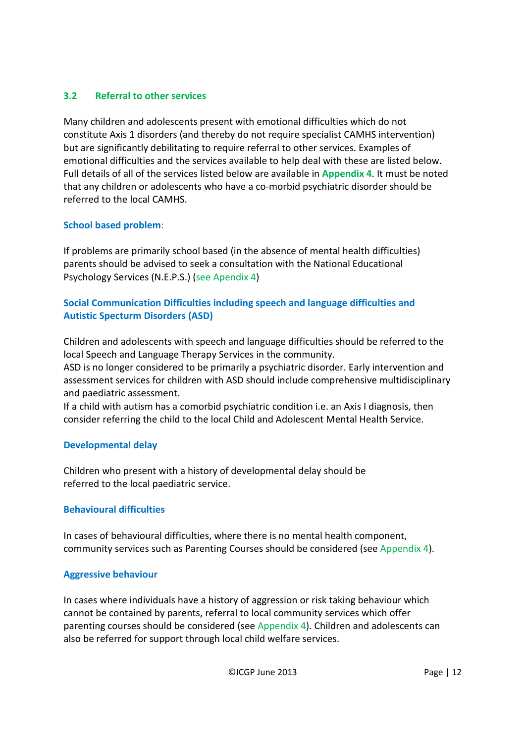### 3.2 Referral to other services

Many children and adolescents present with emotional difficulties which do not constitute Axis 1 disorders (and thereby do not require specialist CAMHS intervention) but are significantly debilitating to require referral to other services. Examples of emotional difficulties and the services available to help deal with these are listed below. Full details of all of the services listed below are available in **Appendix 4**. It must be noted that any children or adolescents who have a co-morbid psychiatric disorder should be referred to the local CAMHS.

#### School based problem:

If problems are primarily school based (in the absence of mental health difficulties) parents should be advised to seek a consultation with the National Educational Psychology Services (N.E.P.S.) (see Apendix 4)

#### Social Communication Difficulties including speech and language difficulties and Autistic Specturm Disorders (ASD)

Children and adolescents with speech and language difficulties should be referred to the local Speech and Language Therapy Services in the community.
ASD is no longer considered to be primarily a psychiatric disorder. Early intervention and assessment services for children with ASD should include comprehensive multidisciplinary and paediatric assessment.
If a child with autism has a comorbid psychiatric condition i.e. an Axis I diagnosis, then consider referring the child to the local Child and Adolescent Mental Health Service.

#### Developmental delay

Children who present with a history of developmental delay should be referred to the local paediatric service.

#### Behavioural difficulties

In cases of behavioural difficulties, where there is no mental health component, community services such as Parenting Courses should be considered (see Appendix 4).

#### Aggressive behaviour

In cases where individuals have a history of aggression or risk taking behaviour which cannot be contained by parents, referral to local community services which offer parenting courses should be considered (see Appendix 4). Children and adolescents can also be referred for support through local child welfare services.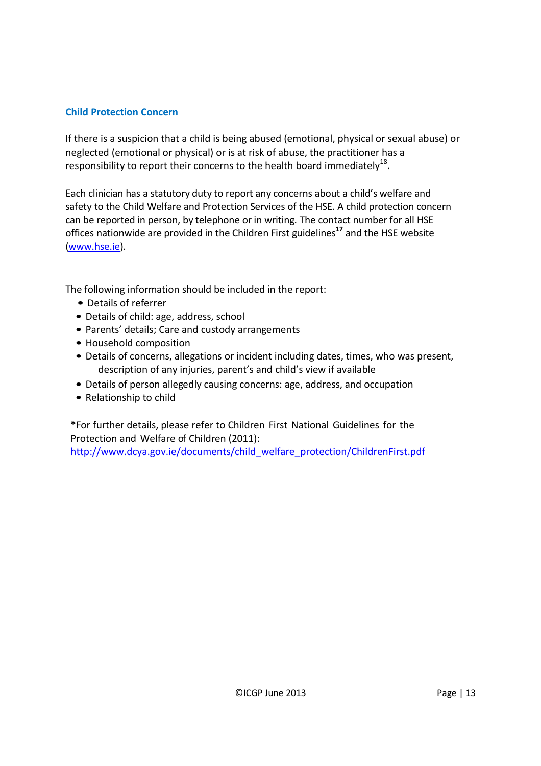## Child Protection Concern

If there is a suspicion that a child is being abused (emotional, physical or sexual abuse) or neglected (emotional or physical) or is at risk of abuse, the practitioner has a responsibility to report their concerns to the health board immediately[18].

Each clinician has a statutory duty to report any concerns about a child's welfare and safety to the Child Welfare and Protection Services of the HSE. A child protection concern can be reported in person, by telephone or in writing. The contact number for all HSE offices nationwide are provided in the Children First guidelines[17] and the HSE website (www.hse.ie).

The following information should be included in the report:

- Details of referrer
- Details of child: age, address, school
- Parents' details; Care and custody arrangements
- Household composition
- Details of concerns, allegations or incident including dates, times, who was present, description of any injuries, parent's and child's view if available
- Details of person allegedly causing concerns: age, address, and occupation
- Relationship to child

**\***For further details, please refer to Children First National Guidelines for the Protection and Welfare of Children (2011): http://www.dcya.gov.ie/documents/child_welfare_protection/ChildrenFirst.pdf

©ICGP June 2013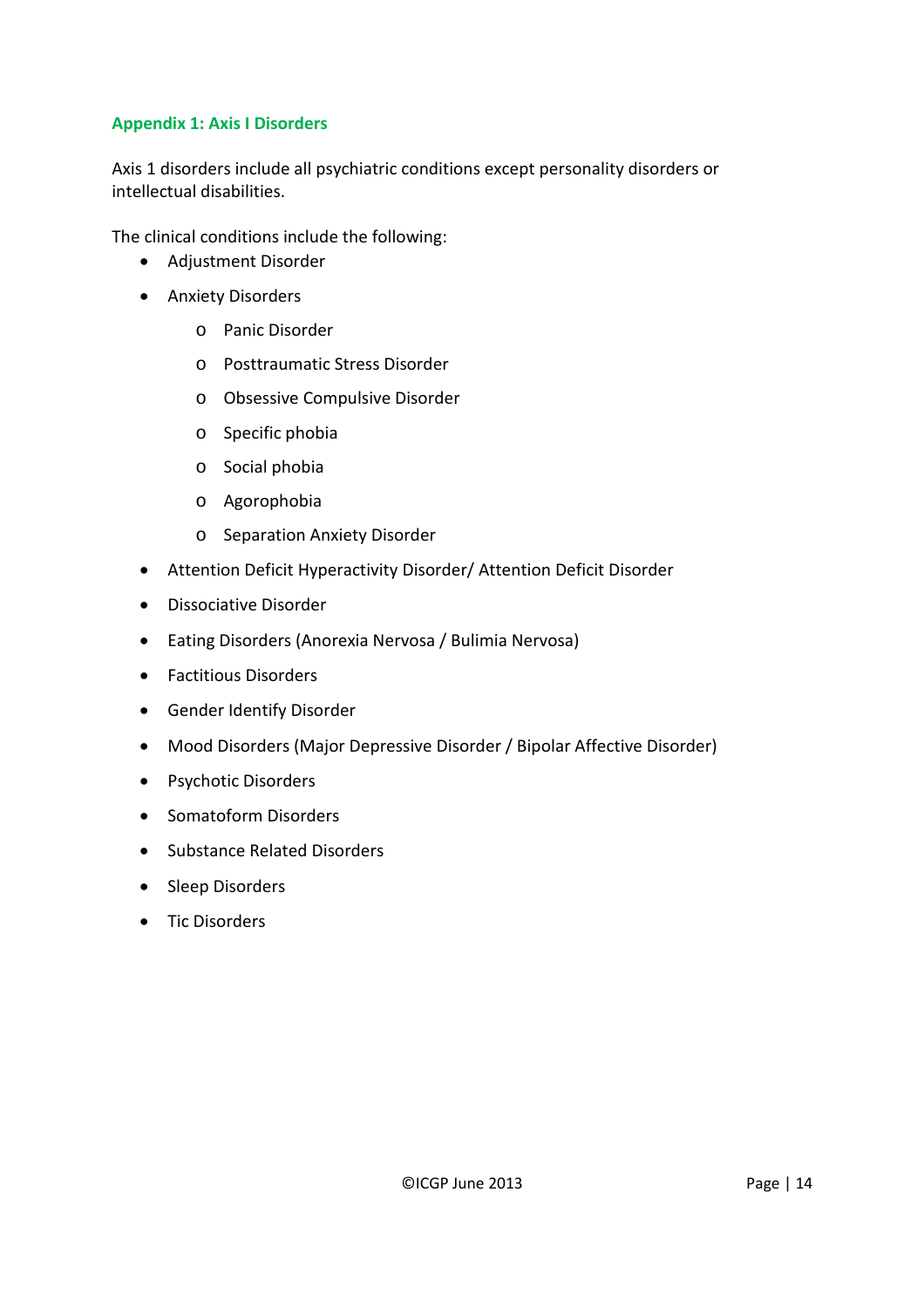## Appendix 1: Axis I Disorders

Axis 1 disorders include all psychiatric conditions except personality disorders or intellectual disabilities.

The clinical conditions include the following:

- Adjustment Disorder
- Anxiety Disorders
  - Panic Disorder
  - Posttraumatic Stress Disorder
  - Obsessive Compulsive Disorder
  - Specific phobia
  - Social phobia
  - Agorophobia
  - Separation Anxiety Disorder
- Attention Deficit Hyperactivity Disorder/ Attention Deficit Disorder
- Dissociative Disorder
- Eating Disorders (Anorexia Nervosa / Bulimia Nervosa)
- Factitious Disorders
- Gender Identify Disorder
- Mood Disorders (Major Depressive Disorder / Bipolar Affective Disorder)
- Psychotic Disorders
- Somatoform Disorders
- Substance Related Disorders
- Sleep Disorders
- Tic Disorders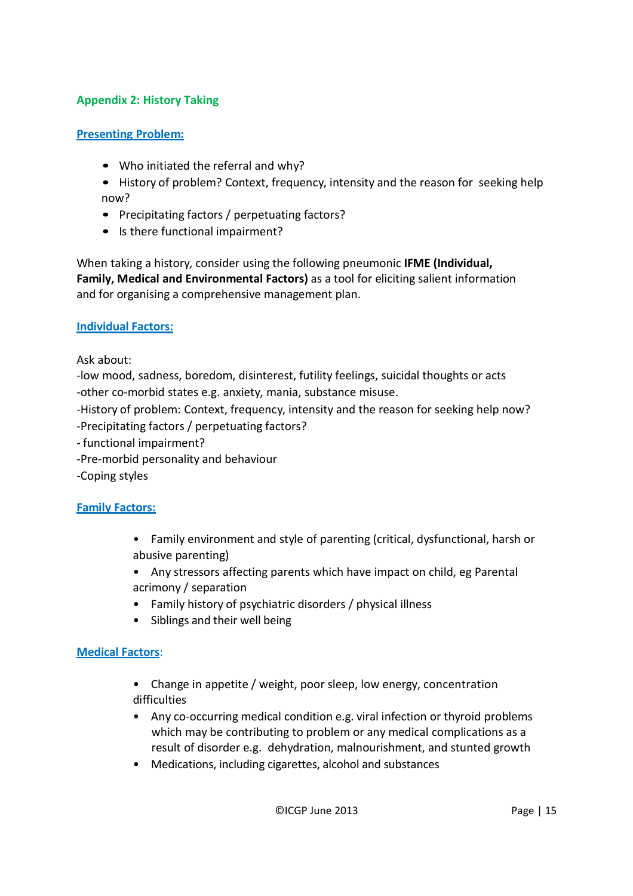## Appendix 2: History Taking

### Presenting Problem:

- Who initiated the referral and why?
- History of problem? Context, frequency, intensity and the reason for seeking help now?
- Precipitating factors / perpetuating factors?
- Is there functional impairment?

When taking a history, consider using the following pneumonic **IFME (Individual, Family, Medical and Environmental Factors)** as a tool for eliciting salient information and for organising a comprehensive management plan.

### Individual Factors:

Ask about:
-low mood, sadness, boredom, disinterest, futility feelings, suicidal thoughts or acts
-other co-morbid states e.g. anxiety, mania, substance misuse.
-History of problem: Context, frequency, intensity and the reason for seeking help now?
-Precipitating factors / perpetuating factors?
- functional impairment?
-Pre-morbid personality and behaviour
-Coping styles

### Family Factors:

- Family environment and style of parenting (critical, dysfunctional, harsh or abusive parenting)
- Any stressors affecting parents which have impact on child, eg Parental acrimony / separation
- Family history of psychiatric disorders / physical illness
- Siblings and their well being

### Medical Factors:

- Change in appetite / weight, poor sleep, low energy, concentration difficulties
- Any co-occurring medical condition e.g. viral infection or thyroid problems which may be contributing to problem or any medical complications as a result of disorder e.g. dehydration, malnourishment, and stunted growth
- Medications, including cigarettes, alcohol and substances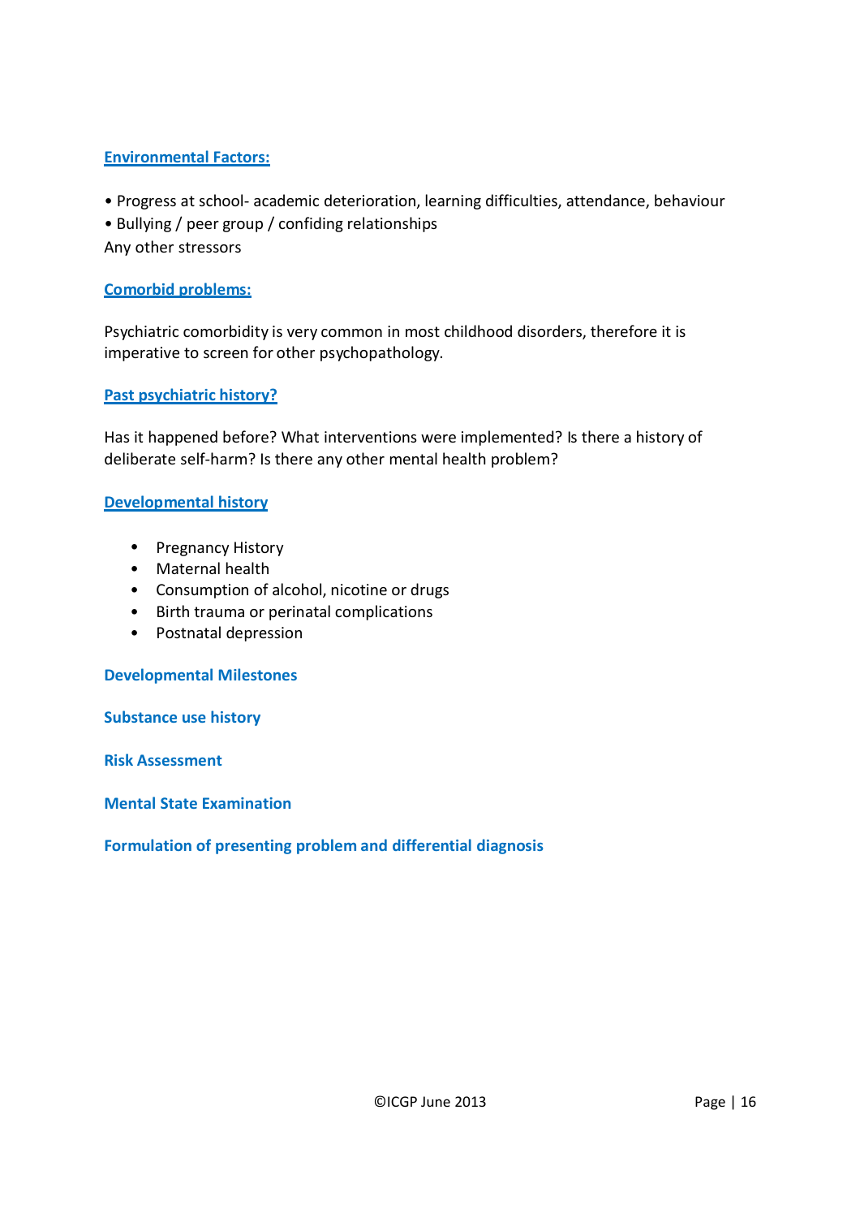### Environmental Factors:

- Progress at school- academic deterioration, learning difficulties, attendance, behaviour
- Bullying / peer group / confiding relationships

Any other stressors

### Comorbid problems:

Psychiatric comorbidity is very common in most childhood disorders, therefore it is imperative to screen for other psychopathology.

### Past psychiatric history?

Has it happened before? What interventions were implemented? Is there a history of deliberate self-harm? Is there any other mental health problem?

### Developmental history

- Pregnancy History
- Maternal health
- Consumption of alcohol, nicotine or drugs
- Birth trauma or perinatal complications
- Postnatal depression

### Developmental Milestones

### Substance use history

### Risk Assessment

### Mental State Examination

### Formulation of presenting problem and differential diagnosis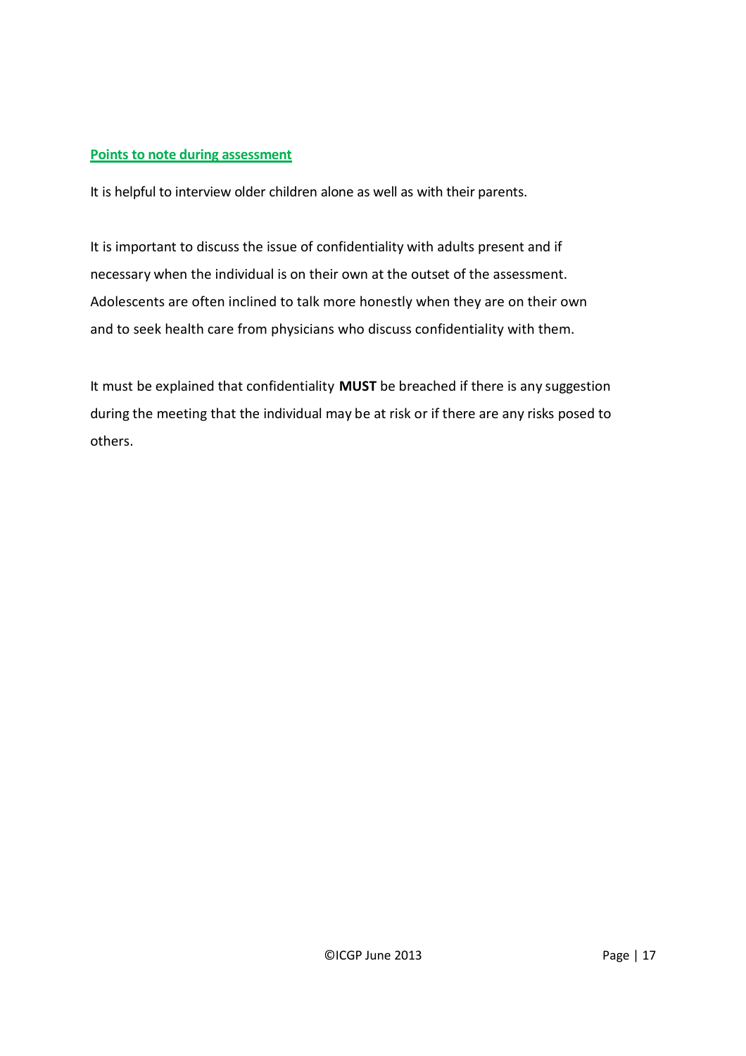## Points to note during assessment

It is helpful to interview older children alone as well as with their parents.

It is important to discuss the issue of confidentiality with adults present and if necessary when the individual is on their own at the outset of the assessment. Adolescents are often inclined to talk more honestly when they are on their own and to seek health care from physicians who discuss confidentiality with them.

It must be explained that confidentiality **MUST** be breached if there is any suggestion during the meeting that the individual may be at risk or if there are any risks posed to others.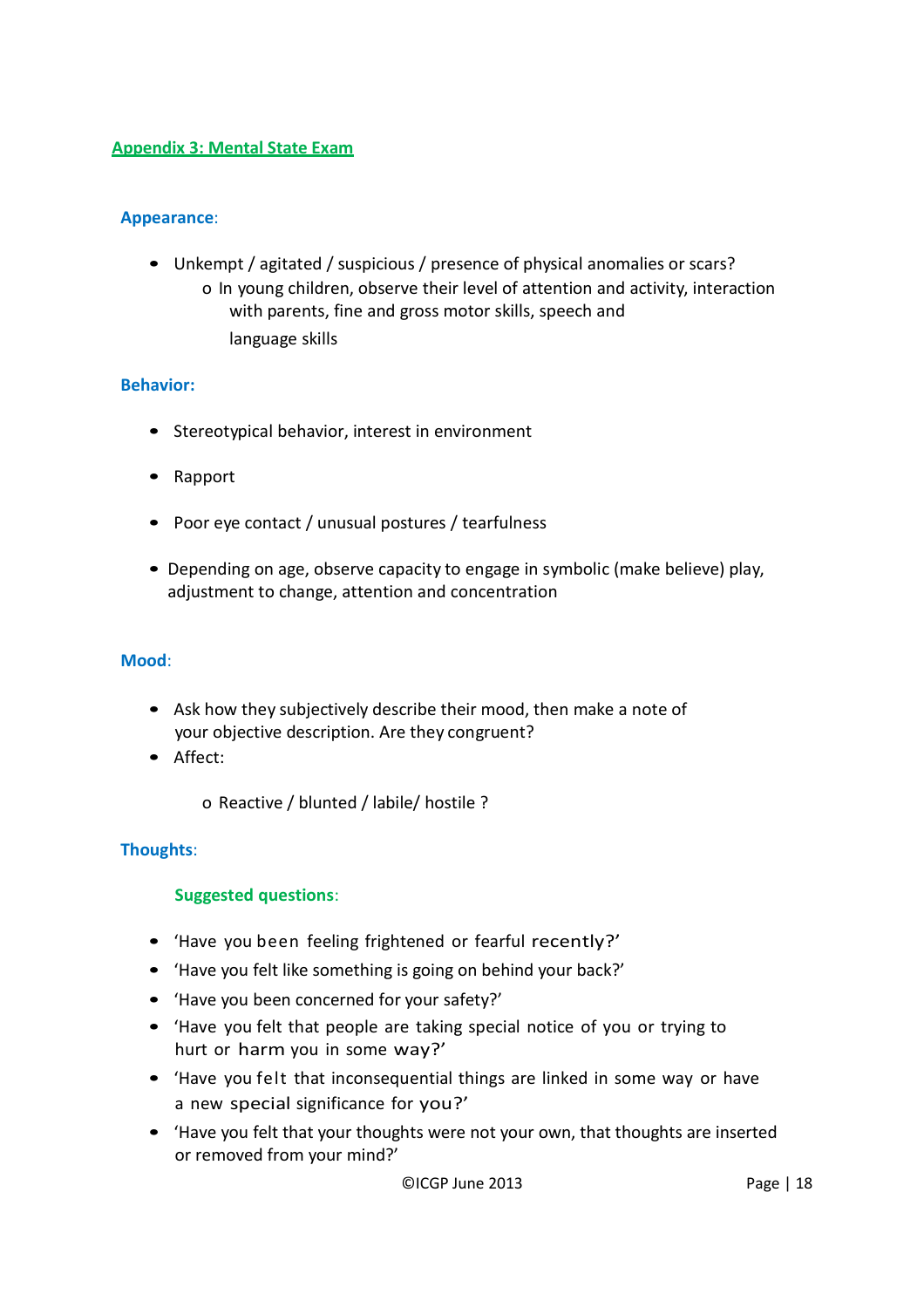## Appendix 3: Mental State Exam

### Appearance:

- Unkempt / agitated / suspicious / presence of physical anomalies or scars?
  - In young children, observe their level of attention and activity, interaction with parents, fine and gross motor skills, speech and language skills

### Behavior:

- Stereotypical behavior, interest in environment
- Rapport
- Poor eye contact / unusual postures / tearfulness
- Depending on age, observe capacity to engage in symbolic (make believe) play, adjustment to change, attention and concentration

### Mood:

- Ask how they subjectively describe their mood, then make a note of your objective description. Are they congruent?
- Affect:
  - Reactive / blunted / labile/ hostile ?

### Thoughts:

**Suggested questions:**

- 'Have you been feeling frightened or fearful recently?'
- 'Have you felt like something is going on behind your back?'
- 'Have you been concerned for your safety?'
- 'Have you felt that people are taking special notice of you or trying to hurt or harm you in some way?'
- 'Have you felt that inconsequential things are linked in some way or have a new special significance for you?'
- 'Have you felt that your thoughts were not your own, that thoughts are inserted or removed from your mind?'

©ICGP June 2013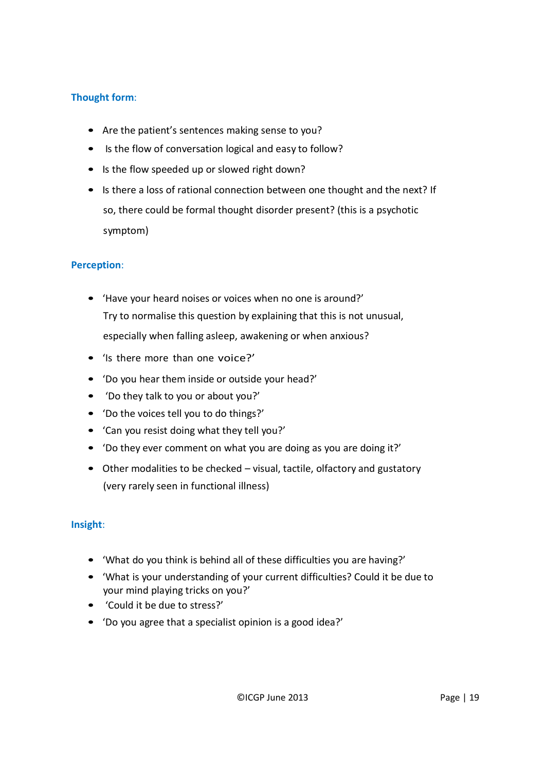**Thought form**:

- Are the patient's sentences making sense to you?
- Is the flow of conversation logical and easy to follow?
- Is the flow speeded up or slowed right down?
- Is there a loss of rational connection between one thought and the next? If so, there could be formal thought disorder present? (this is a psychotic symptom)

**Perception**:

- 'Have your heard noises or voices when no one is around?'
  Try to normalise this question by explaining that this is not unusual, especially when falling asleep, awakening or when anxious?
- 'Is there more than one voice?'
- 'Do you hear them inside or outside your head?'
- 'Do they talk to you or about you?'
- 'Do the voices tell you to do things?'
- 'Can you resist doing what they tell you?'
- 'Do they ever comment on what you are doing as you are doing it?'
- Other modalities to be checked – visual, tactile, olfactory and gustatory (very rarely seen in functional illness)

**Insight**:

- 'What do you think is behind all of these difficulties you are having?'
- 'What is your understanding of your current difficulties? Could it be due to your mind playing tricks on you?'
- 'Could it be due to stress?'
- 'Do you agree that a specialist opinion is a good idea?'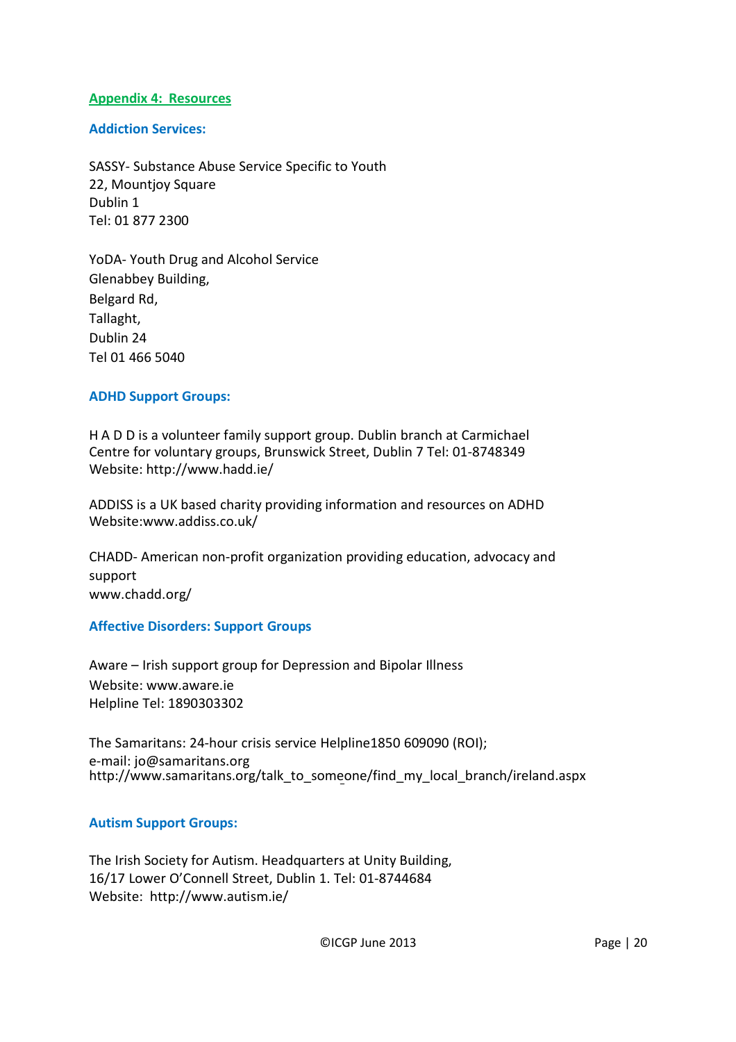## Appendix 4: Resources

### Addiction Services:

SASSY- Substance Abuse Service Specific to Youth
22, Mountjoy Square
Dublin 1
Tel: 01 877 2300

YoDA- Youth Drug and Alcohol Service
Glenabbey Building,
Belgard Rd,
Tallaght,
Dublin 24
Tel 01 466 5040

### ADHD Support Groups:

H A D D is a volunteer family support group. Dublin branch at Carmichael Centre for voluntary groups, Brunswick Street, Dublin 7 Tel: 01-8748349
Website: http://www.hadd.ie/

ADDISS is a UK based charity providing information and resources on ADHD
Website:www.addiss.co.uk/

CHADD- American non-profit organization providing education, advocacy and support
www.chadd.org/

### Affective Disorders: Support Groups

Aware – Irish support group for Depression and Bipolar Illness
Website: www.aware.ie
Helpline Tel: 1890303302

The Samaritans: 24-hour crisis service Helpline1850 609090 (ROI);
e-mail: jo@samaritans.org
http://www.samaritans.org/talk_to_someone/find_my_local_branch/ireland.aspx

### Autism Support Groups:

The Irish Society for Autism. Headquarters at Unity Building,
16/17 Lower O'Connell Street, Dublin 1. Tel: 01-8744684
Website: http://www.autism.ie/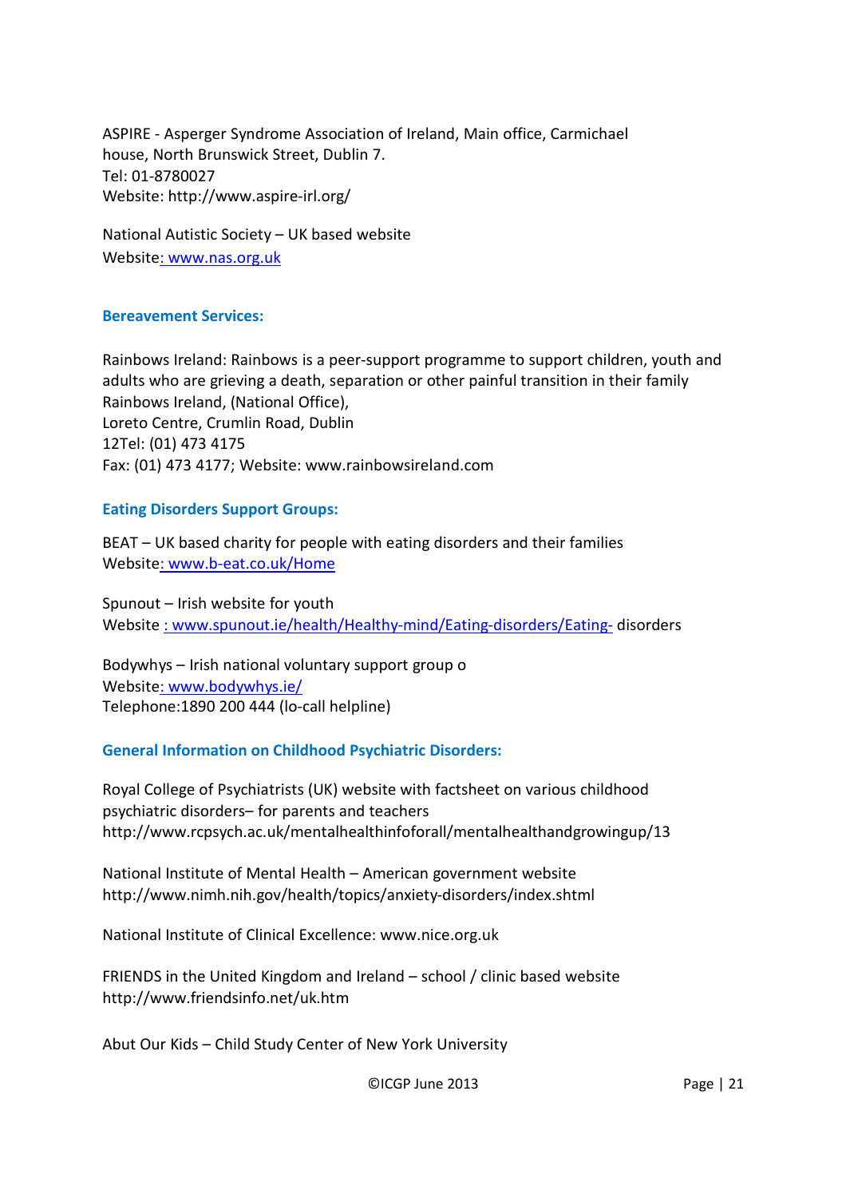ASPIRE - Asperger Syndrome Association of Ireland, Main office, Carmichael house, North Brunswick Street, Dublin 7.
Tel: 01-8780027
Website: http://www.aspire-irl.org/

National Autistic Society – UK based website
Website: www.nas.org.uk

### Bereavement Services:

Rainbows Ireland: Rainbows is a peer-support programme to support children, youth and adults who are grieving a death, separation or other painful transition in their family
Rainbows Ireland, (National Office),
Loreto Centre, Crumlin Road, Dublin
12Tel: (01) 473 4175
Fax: (01) 473 4177; Website: www.rainbowsireland.com

### Eating Disorders Support Groups:

BEAT – UK based charity for people with eating disorders and their families
Website: www.b-eat.co.uk/Home

Spunout – Irish website for youth
Website : www.spunout.ie/health/Healthy-mind/Eating-disorders/Eating- disorders

Bodywhys – Irish national voluntary support group o
Website: www.bodywhys.ie/
Telephone:1890 200 444 (lo-call helpline)

### General Information on Childhood Psychiatric Disorders:

Royal College of Psychiatrists (UK) website with factsheet on various childhood psychiatric disorders– for parents and teachers
http://www.rcpsych.ac.uk/mentalhealthinfoforall/mentalhealthandgrowingup/13

National Institute of Mental Health – American government website
http://www.nimh.nih.gov/health/topics/anxiety-disorders/index.shtml

National Institute of Clinical Excellence: www.nice.org.uk

FRIENDS in the United Kingdom and Ireland – school / clinic based website
http://www.friendsinfo.net/uk.htm

Abut Our Kids – Child Study Center of New York University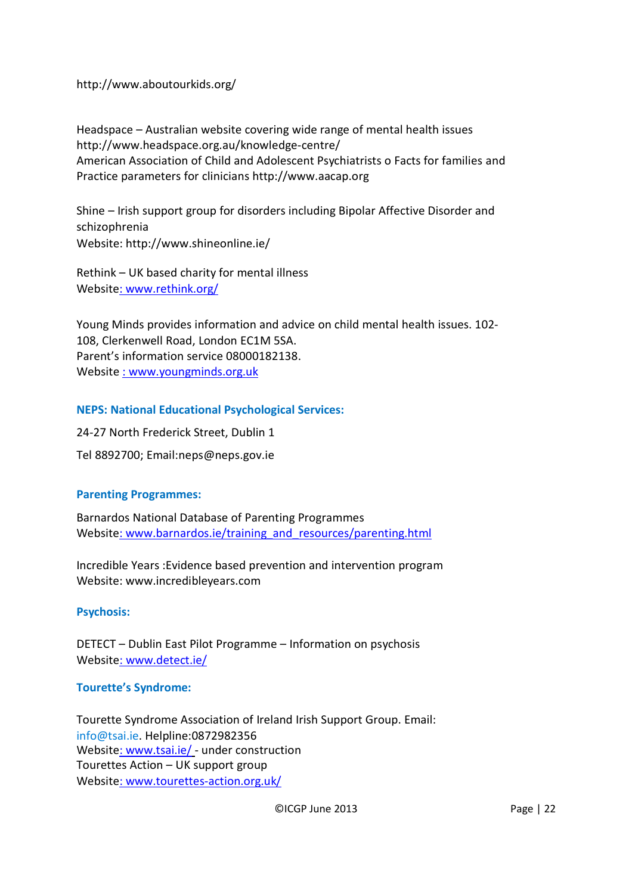http://www.aboutourkids.org/

Headspace – Australian website covering wide range of mental health issues
http://www.headspace.org.au/knowledge-centre/
American Association of Child and Adolescent Psychiatrists o Facts for families and Practice parameters for clinicians http://www.aacap.org

Shine – Irish support group for disorders including Bipolar Affective Disorder and schizophrenia
Website: http://www.shineonline.ie/

Rethink – UK based charity for mental illness
Website: www.rethink.org/

Young Minds provides information and advice on child mental health issues. 102-108, Clerkenwell Road, London EC1M 5SA.
Parent's information service 08000182138.
Website : www.youngminds.org.uk

**NEPS: National Educational Psychological Services:**

24-27 North Frederick Street, Dublin 1

Tel 8892700; Email:neps@neps.gov.ie

**Parenting Programmes:**

Barnardos National Database of Parenting Programmes
Website: www.barnardos.ie/training_and_resources/parenting.html

Incredible Years :Evidence based prevention and intervention program
Website: www.incredibleyears.com

**Psychosis:**

DETECT – Dublin East Pilot Programme – Information on psychosis
Website: www.detect.ie/

**Tourette's Syndrome:**

Tourette Syndrome Association of Ireland Irish Support Group. Email: info@tsai.ie. Helpline:0872982356
Website: www.tsai.ie/ - under construction
Tourettes Action – UK support group
Website: www.tourettes-action.org.uk/

©ICGP June 2013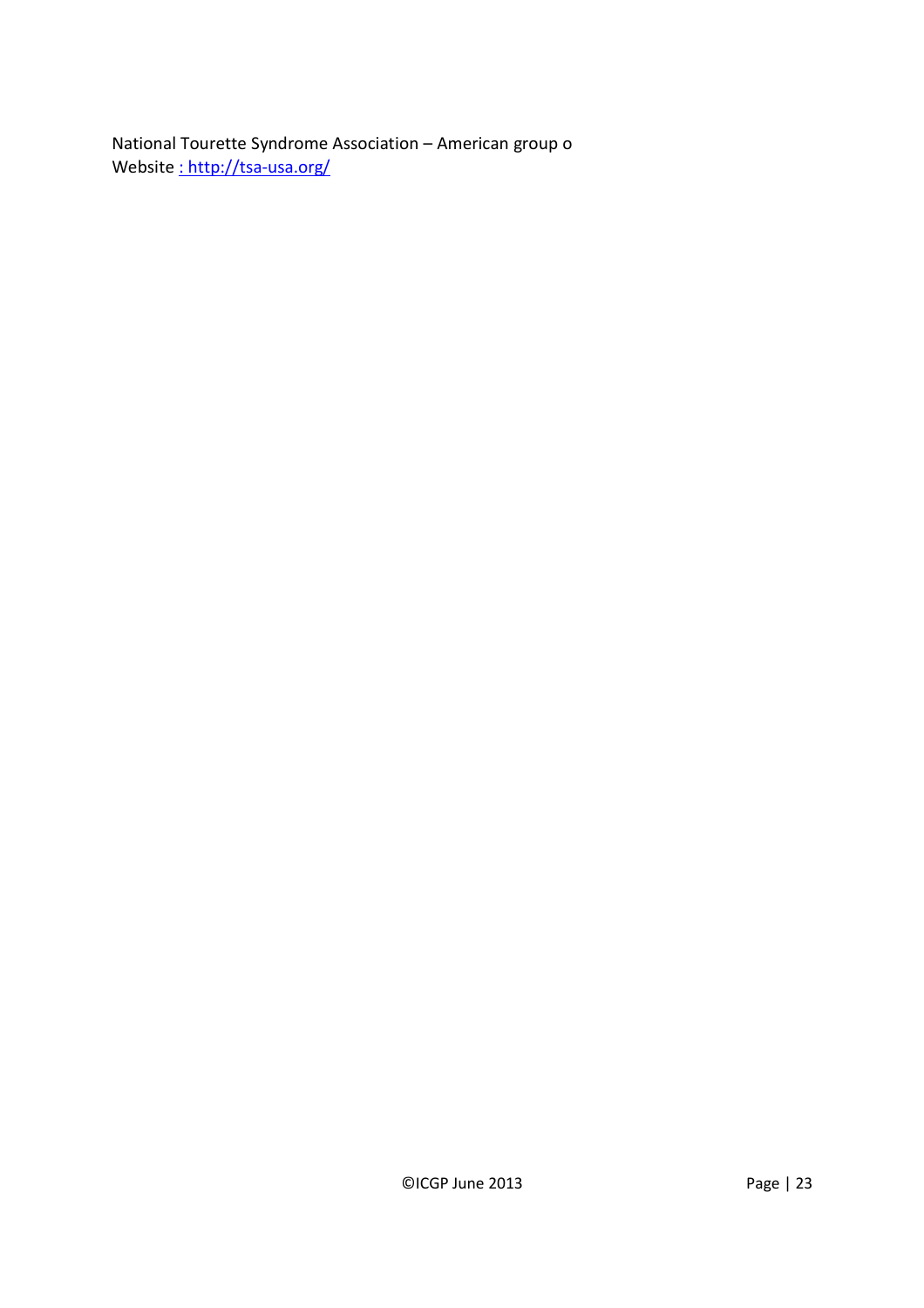National Tourette Syndrome Association – American group o
Website : http://tsa-usa.org/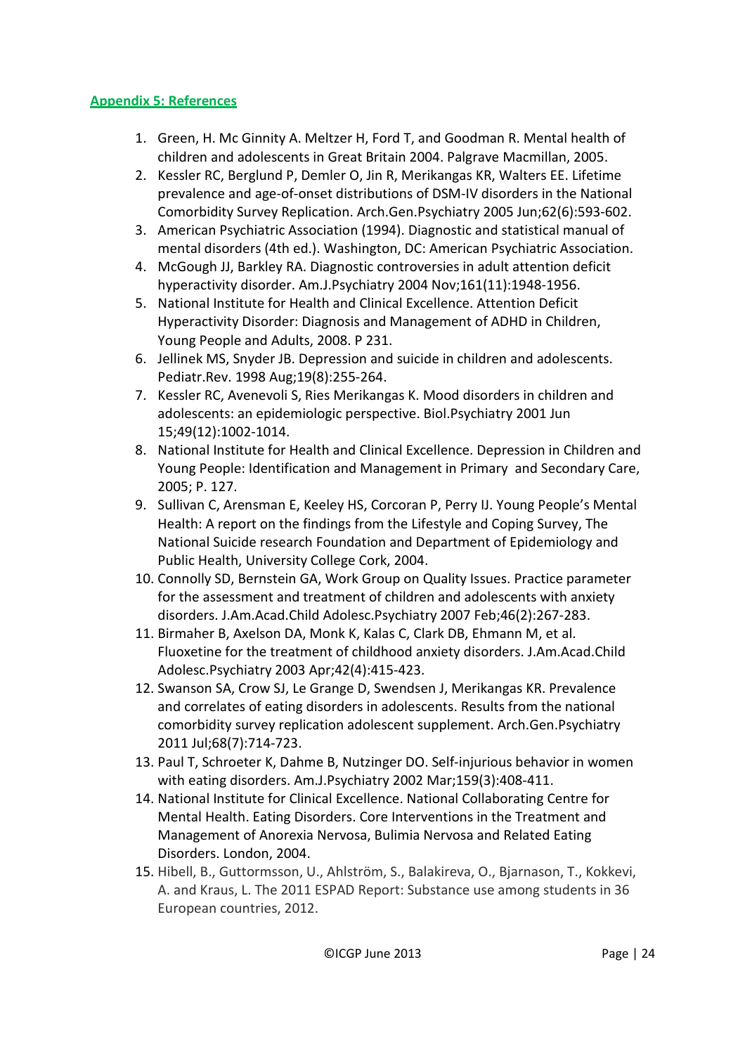## Appendix 5: References

1. Green, H. Mc Ginnity A. Meltzer H, Ford T, and Goodman R. Mental health of children and adolescents in Great Britain 2004. Palgrave Macmillan, 2005.
2. Kessler RC, Berglund P, Demler O, Jin R, Merikangas KR, Walters EE. Lifetime prevalence and age-of-onset distributions of DSM-IV disorders in the National Comorbidity Survey Replication. Arch.Gen.Psychiatry 2005 Jun;62(6):593-602.
3. American Psychiatric Association (1994). Diagnostic and statistical manual of mental disorders (4th ed.). Washington, DC: American Psychiatric Association.
4. McGough JJ, Barkley RA. Diagnostic controversies in adult attention deficit hyperactivity disorder. Am.J.Psychiatry 2004 Nov;161(11):1948-1956.
5. National Institute for Health and Clinical Excellence. Attention Deficit Hyperactivity Disorder: Diagnosis and Management of ADHD in Children, Young People and Adults, 2008. P 231.
6. Jellinek MS, Snyder JB. Depression and suicide in children and adolescents. Pediatr.Rev. 1998 Aug;19(8):255-264.
7. Kessler RC, Avenevoli S, Ries Merikangas K. Mood disorders in children and adolescents: an epidemiologic perspective. Biol.Psychiatry 2001 Jun 15;49(12):1002-1014.
8. National Institute for Health and Clinical Excellence. Depression in Children and Young People: Identification and Management in Primary and Secondary Care, 2005; P. 127.
9. Sullivan C, Arensman E, Keeley HS, Corcoran P, Perry IJ. Young People's Mental Health: A report on the findings from the Lifestyle and Coping Survey, The National Suicide research Foundation and Department of Epidemiology and Public Health, University College Cork, 2004.
10. Connolly SD, Bernstein GA, Work Group on Quality Issues. Practice parameter for the assessment and treatment of children and adolescents with anxiety disorders. J.Am.Acad.Child Adolesc.Psychiatry 2007 Feb;46(2):267-283.
11. Birmaher B, Axelson DA, Monk K, Kalas C, Clark DB, Ehmann M, et al. Fluoxetine for the treatment of childhood anxiety disorders. J.Am.Acad.Child Adolesc.Psychiatry 2003 Apr;42(4):415-423.
12. Swanson SA, Crow SJ, Le Grange D, Swendsen J, Merikangas KR. Prevalence and correlates of eating disorders in adolescents. Results from the national comorbidity survey replication adolescent supplement. Arch.Gen.Psychiatry 2011 Jul;68(7):714-723.
13. Paul T, Schroeter K, Dahme B, Nutzinger DO. Self-injurious behavior in women with eating disorders. Am.J.Psychiatry 2002 Mar;159(3):408-411.
14. National Institute for Clinical Excellence. National Collaborating Centre for Mental Health. Eating Disorders. Core Interventions in the Treatment and Management of Anorexia Nervosa, Bulimia Nervosa and Related Eating Disorders. London, 2004.
15. Hibell, B., Guttormsson, U., Ahlström, S., Balakireva, O., Bjarnason, T., Kokkevi, A. and Kraus, L. The 2011 ESPAD Report: Substance use among students in 36 European countries, 2012.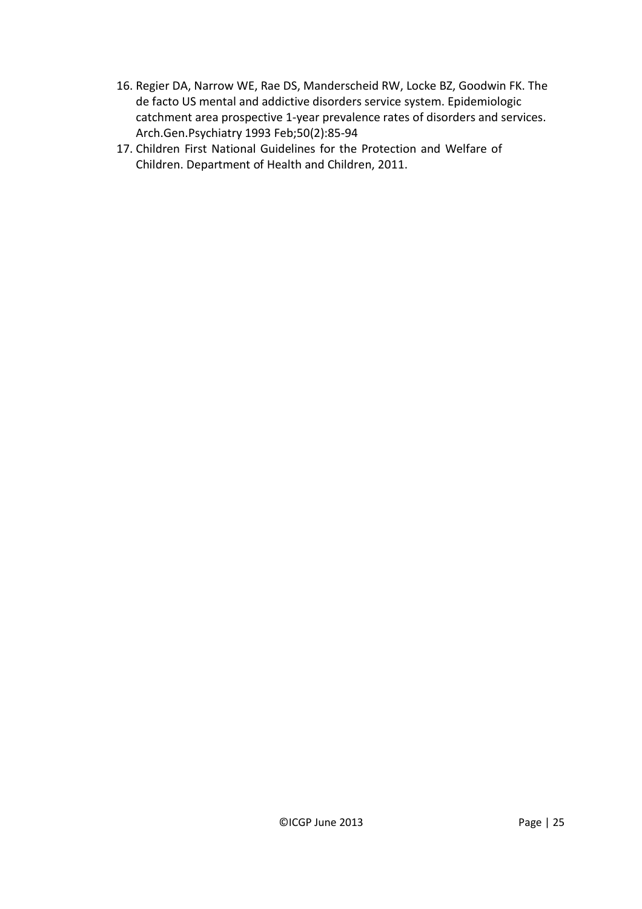16. Regier DA, Narrow WE, Rae DS, Manderscheid RW, Locke BZ, Goodwin FK. The de facto US mental and addictive disorders service system. Epidemiologic catchment area prospective 1-year prevalence rates of disorders and services. Arch.Gen.Psychiatry 1993 Feb;50(2):85-94
17. Children First National Guidelines for the Protection and Welfare of Children. Department of Health and Children, 2011.